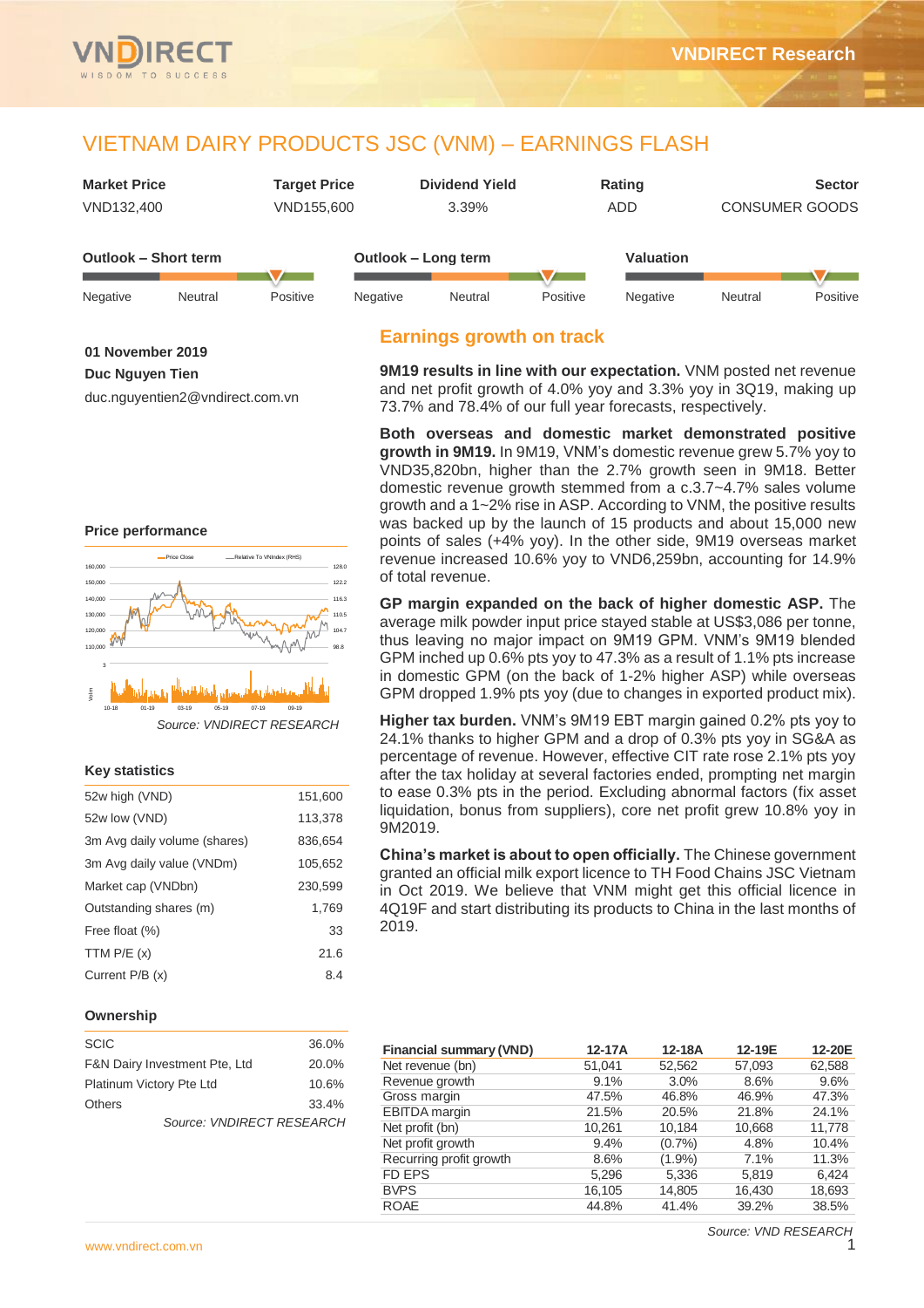# VIETNAM DAIRY PRODUCTS JSC (VNM) – EARNINGS FLASH

| Market Price | Target Price | Dividend Yield | Rating | Sector |
|---|---|---|---|---|
| VND132,400 | VND155,600 | 3.39% | ADD | CONSUMER GOODS |

**Outlook – Short term:** Negative | Neutral | Positive (Positive)

**Outlook – Long term:** Negative | Neutral | Positive (Positive)

**Valuation:** Negative | Neutral | Positive (Positive)

**01 November 2019**

**Duc Nguyen Tien**

duc.nguyentien2@vndirect.com.vn

## Earnings growth on track

**9M19 results in line with our expectation.** VNM posted net revenue and net profit growth of 4.0% yoy and 3.3% yoy in 3Q19, making up 73.7% and 78.4% of our full year forecasts, respectively.

**Both overseas and domestic market demonstrated positive growth in 9M19.** In 9M19, VNM's domestic revenue grew 5.7% yoy to VND35,820bn, higher than the 2.7% growth seen in 9M18. Better domestic revenue growth stemmed from a c.3.7~4.7% sales volume growth and a 1~2% rise in ASP. According to VNM, the positive results was backed up by the launch of 15 products and about 15,000 new points of sales (+4% yoy). In the other side, 9M19 overseas market revenue increased 10.6% yoy to VND6,259bn, accounting for 14.9% of total revenue.

**GP margin expanded on the back of higher domestic ASP.** The average milk powder input price stayed stable at US$3,086 per tonne, thus leaving no major impact on 9M19 GPM. VNM's 9M19 blended GPM inched up 0.6% pts yoy to 47.3% as a result of 1.1% pts increase in domestic GPM (on the back of 1-2% higher ASP) while overseas GPM dropped 1.9% pts yoy (due to changes in exported product mix).

**Higher tax burden.** VNM's 9M19 EBT margin gained 0.2% pts yoy to 24.1% thanks to higher GPM and a drop of 0.3% pts yoy in SG&A as percentage of revenue. However, effective CIT rate rose 2.1% pts yoy after the tax holiday at several factories ended, prompting net margin to ease 0.3% pts in the period. Excluding abnormal factors (fix asset liquidation, bonus from suppliers), core net profit grew 10.8% yoy in 9M2019.

**China's market is about to open officially.** The Chinese government granted an official milk export licence to TH Food Chains JSC Vietnam in Oct 2019. We believe that VNM might get this official licence in 4Q19F and start distributing its products to China in the last months of 2019.

### Price performance

*Source: VNDIRECT RESEARCH*

### Key statistics

| | |
|---|---|
| 52w high (VND) | 151,600 |
| 52w low (VND) | 113,378 |
| 3m Avg daily volume (shares) | 836,654 |
| 3m Avg daily value (VNDm) | 105,652 |
| Market cap (VNDbn) | 230,599 |
| Outstanding shares (m) | 1,769 |
| Free float (%) | 33 |
| TTM P/E (x) | 21.6 |
| Current P/B (x) | 8.4 |

### Ownership

| | |
|---|---|
| SCIC | 36.0% |
| F&N Dairy Investment Pte, Ltd | 20.0% |
| Platinum Victory Pte Ltd | 10.6% |
| Others | 33.4% |

*Source: VNDIRECT RESEARCH*

| Financial summary (VND) | 12-17A | 12-18A | 12-19E | 12-20E |
|---|---|---|---|---|
| Net revenue (bn) | 51,041 | 52,562 | 57,093 | 62,588 |
| Revenue growth | 9.1% | 3.0% | 8.6% | 9.6% |
| Gross margin | 47.5% | 46.8% | 46.9% | 47.3% |
| EBITDA margin | 21.5% | 20.5% | 21.8% | 24.1% |
| Net profit (bn) | 10,261 | 10,184 | 10,668 | 11,778 |
| Net profit growth | 9.4% | (0.7%) | 4.8% | 10.4% |
| Recurring profit growth | 8.6% | (1.9%) | 7.1% | 11.3% |
| FD EPS | 5,296 | 5,336 | 5,819 | 6,424 |
| BVPS | 16,105 | 14,805 | 16,430 | 18,693 |
| ROAE | 44.8% | 41.4% | 39.2% | 38.5% |

*Source: VND RESEARCH*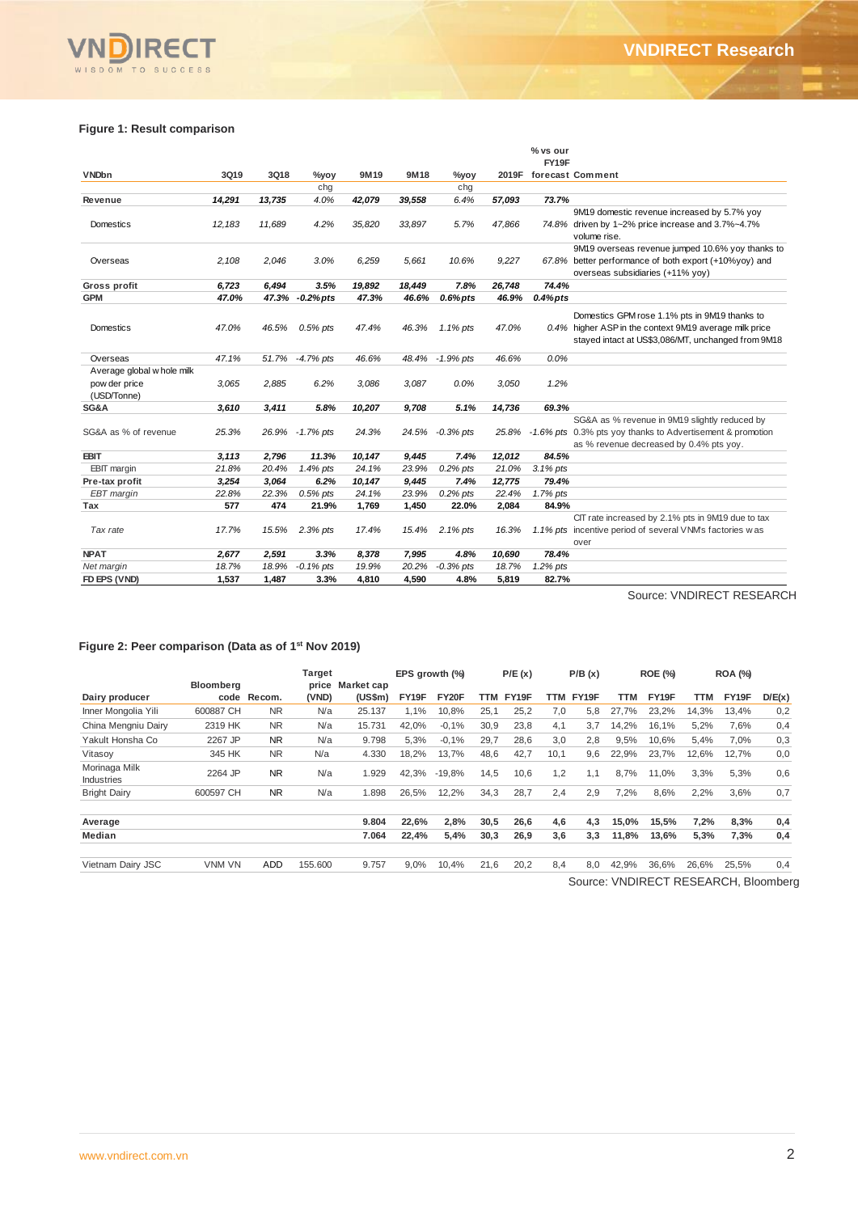### Figure 1: Result comparison

| VNDbn | 3Q19 | 3Q18 | %yoy chg | 9M19 | 9M18 | %yoy chg | 2019F | % vs our FY19F forecast | Comment |
|---|---|---|---|---|---|---|---|---|---|
| **Revenue** | **14,291** | **13,735** | **4.0%** | **42,079** | **39,558** | **6.4%** | **57,093** | **73.7%** | |
| Domestics | 12,183 | 11,689 | 4.2% | 35,820 | 33,897 | 5.7% | 47,866 | 74.8% | 9M19 domestic revenue increased by 5.7% yoy driven by 1~2% price increase and 3.7%~4.7% volume rise. |
| Overseas | 2,108 | 2,046 | 3.0% | 6,259 | 5,661 | 10.6% | 9,227 | 67.8% | 9M19 overseas revenue jumped 10.6% yoy thanks to better performance of both export (+10%yoy) and overseas subsidiaries (+11% yoy) |
| **Gross profit** | **6,723** | **6,494** | **3.5%** | **19,892** | **18,449** | **7.8%** | **26,748** | **74.4%** | |
| **GPM** | **47.0%** | **47.3%** | **-0.2%pts** | **47.3%** | **46.6%** | **0.6%pts** | **46.9%** | **0.4%pts** | |
| Domestics | 47.0% | 46.5% | 0.5% pts | 47.4% | 46.3% | 1.1% pts | 47.0% | 0.4% | Domestics GPM rose 1.1% pts in 9M19 thanks to higher ASP in the context 9M19 average milk price stayed intact at US$3,086/MT, unchanged from 9M18 |
| Overseas | 47.1% | 51.7% | -4.7% pts | 46.6% | 48.4% | -1.9% pts | 46.6% | 0.0% | |
| Average global whole milk powder price (USD/Tonne) | 3,065 | 2,885 | 6.2% | 3,086 | 3,087 | 0.0% | 3,050 | 1.2% | |
| **SG&A** | **3,610** | **3,411** | **5.8%** | **10,207** | **9,708** | **5.1%** | **14,736** | **69.3%** | |
| SG&A as % of revenue | 25.3% | 26.9% | -1.7% pts | 24.3% | 24.5% | -0.3% pts | 25.8% | -1.6% pts | SG&A as % revenue in 9M19 slightly reduced by 0.3% pts yoy thanks to Advertisement & promotion as % revenue decreased by 0.4% pts yoy. |
| **EBIT** | **3,113** | **2,796** | **11.3%** | **10,147** | **9,445** | **7.4%** | **12,012** | **84.5%** | |
| EBIT margin | 21.8% | 20.4% | 1.4% pts | 24.1% | 23.9% | 0.2% pts | 21.0% | 3.1% pts | |
| **Pre-tax profit** | **3,254** | **3,064** | **6.2%** | **10,147** | **9,445** | **7.4%** | **12,775** | **79.4%** | |
| *EBT margin* | 22.8% | 22.3% | 0.5% pts | 24.1% | 23.9% | 0.2% pts | 22.4% | 1.7% pts | |
| **Tax** | **577** | **474** | **21.9%** | **1,769** | **1,450** | **22.0%** | **2,084** | **84.9%** | |
| *Tax rate* | 17.7% | 15.5% | 2.3% pts | 17.4% | 15.4% | 2.1% pts | 16.3% | 1.1% pts | CIT rate increased by 2.1% pts in 9M19 due to tax incentive period of several VNM's factories was over |
| **NPAT** | **2,677** | **2,591** | **3.3%** | **8,378** | **7,995** | **4.8%** | **10,690** | **78.4%** | |
| *Net margin* | 18.7% | 18.9% | -0.1% pts | 19.9% | 20.2% | -0.3% pts | 18.7% | 1.2% pts | |
| **FD EPS (VND)** | **1,537** | **1,487** | **3.3%** | **4,810** | **4,590** | **4.8%** | **5,819** | **82.7%** | |

Source: VNDIRECT RESEARCH

### Figure 2: Peer comparison (Data as of 1st Nov 2019)

| Dairy producer | Bloomberg code | Recom. | Target price (VND) | Market cap (US$m) | EPS growth (%) FY19F | EPS growth (%) FY20F | P/E (x) TTM | P/E (x) FY19F | P/B (x) TTM | P/B (x) FY19F | ROE (%) TTM | ROE (%) FY19F | ROA (%) TTM | ROA (%) FY19F | D/E(x) |
|---|---|---|---|---|---|---|---|---|---|---|---|---|---|---|---|
| Inner Mongolia Yili | 600887 CH | NR | N/a | 25.137 | 1,1% | 10,8% | 25,1 | 25,2 | 7,0 | 5,8 | 27,7% | 23,2% | 14,3% | 13,4% | 0,2 |
| China Mengniu Dairy | 2319 HK | NR | N/a | 15.731 | 42,0% | -0,1% | 30,9 | 23,8 | 4,1 | 3,7 | 14,2% | 16,1% | 5,2% | 7,6% | 0,4 |
| Yakult Honsha Co | 2267 JP | NR | N/a | 9.798 | 5,3% | -0,1% | 29,7 | 28,6 | 3,0 | 2,8 | 9,5% | 10,6% | 5,4% | 7,0% | 0,3 |
| Vitasoy | 345 HK | NR | N/a | 4.330 | 18,2% | 13,7% | 48,6 | 42,7 | 10,1 | 9,6 | 22,9% | 23,7% | 12,6% | 12,7% | 0,0 |
| Morinaga Milk Industries | 2264 JP | NR | N/a | 1.929 | 42,3% | -19,8% | 14,5 | 10,6 | 1,2 | 1,1 | 8,7% | 11,0% | 3,3% | 5,3% | 0,6 |
| Bright Dairy | 600597 CH | NR | N/a | 1.898 | 26,5% | 12,2% | 34,3 | 28,7 | 2,4 | 2,9 | 7,2% | 8,6% | 2,2% | 3,6% | 0,7 |
| **Average** | | | | **9.804** | **22,6%** | **2,8%** | **30,5** | **26,6** | **4,6** | **4,3** | **15,0%** | **15,5%** | **7,2%** | **8,3%** | **0,4** |
| **Median** | | | | **7.064** | **22,4%** | **5,4%** | **30,3** | **26,9** | **3,6** | **3,3** | **11,8%** | **13,6%** | **5,3%** | **7,3%** | **0,4** |
| Vietnam Dairy JSC | VNM VN | ADD | 155.600 | 9.757 | 9,0% | 10,4% | 21,6 | 20,2 | 8,4 | 8,0 | 42,9% | 36,6% | 26,6% | 25,5% | 0,4 |

Source: VNDIRECT RESEARCH, Bloomberg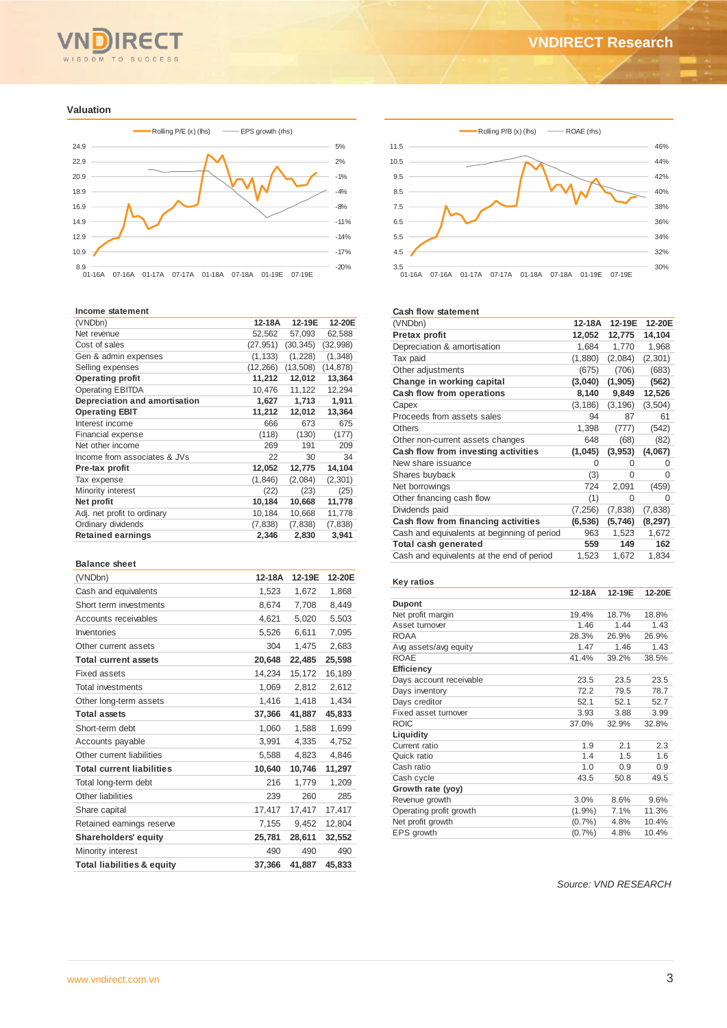## Valuation

Rolling P/E (x) (lhs) — EPS growth (rhs)

Rolling P/B (x) (lhs) — ROAE (rhs)

### Income statement

| (VNDbn) | 12-18A | 12-19E | 12-20E |
|---|---|---|---|
| Net revenue | 52,562 | 57,093 | 62,588 |
| Cost of sales | (27,951) | (30,345) | (32,998) |
| Gen & admin expenses | (1,133) | (1,228) | (1,348) |
| Selling expenses | (12,266) | (13,508) | (14,878) |
| **Operating profit** | **11,212** | **12,012** | **13,364** |
| Operating EBITDA | 10,476 | 11,122 | 12,294 |
| **Depreciation and amortisation** | **1,627** | **1,713** | **1,911** |
| **Operating EBIT** | **11,212** | **12,012** | **13,364** |
| Interest income | 666 | 673 | 675 |
| Financial expense | (118) | (130) | (177) |
| Net other income | 269 | 191 | 209 |
| Income from associates & JVs | 22 | 30 | 34 |
| **Pre-tax profit** | **12,052** | **12,775** | **14,104** |
| Tax expense | (1,846) | (2,084) | (2,301) |
| Minority interest | (22) | (23) | (25) |
| **Net profit** | **10,184** | **10,668** | **11,778** |
| Adj. net profit to ordinary | 10,184 | 10,668 | 11,778 |
| Ordinary dividends | (7,838) | (7,838) | (7,838) |
| **Retained earnings** | **2,346** | **2,830** | **3,941** |

### Balance sheet

| (VNDbn) | 12-18A | 12-19E | 12-20E |
|---|---|---|---|
| Cash and equivalents | 1,523 | 1,672 | 1,868 |
| Short term investments | 8,674 | 7,708 | 8,449 |
| Accounts receivables | 4,621 | 5,020 | 5,503 |
| Inventories | 5,526 | 6,611 | 7,095 |
| Other current assets | 304 | 1,475 | 2,683 |
| **Total current assets** | **20,648** | **22,485** | **25,598** |
| Fixed assets | 14,234 | 15,172 | 16,189 |
| Total investments | 1,069 | 2,812 | 2,612 |
| Other long-term assets | 1,416 | 1,418 | 1,434 |
| **Total assets** | **37,366** | **41,887** | **45,833** |
| Short-term debt | 1,060 | 1,588 | 1,699 |
| Accounts payable | 3,991 | 4,335 | 4,752 |
| Other current liabilities | 5,588 | 4,823 | 4,846 |
| **Total current liabilities** | **10,640** | **10,746** | **11,297** |
| Total long-term debt | 216 | 1,779 | 1,209 |
| Other liabilities | 239 | 260 | 285 |
| Share capital | 17,417 | 17,417 | 17,417 |
| Retained earnings reserve | 7,155 | 9,452 | 12,804 |
| **Shareholders' equity** | **25,781** | **28,611** | **32,552** |
| Minority interest | 490 | 490 | 490 |
| **Total liabilities & equity** | **37,366** | **41,887** | **45,833** |

### Cash flow statement

| (VNDbn) | 12-18A | 12-19E | 12-20E |
|---|---|---|---|
| **Pretax profit** | **12,052** | **12,775** | **14,104** |
| Depreciation & amortisation | 1,684 | 1,770 | 1,968 |
| Tax paid | (1,880) | (2,084) | (2,301) |
| Other adjustments | (675) | (706) | (683) |
| **Change in working capital** | **(3,040)** | **(1,905)** | **(562)** |
| **Cash flow from operations** | **8,140** | **9,849** | **12,526** |
| Capex | (3,186) | (3,196) | (3,504) |
| Proceeds from assets sales | 94 | 87 | 61 |
| Others | 1,398 | (777) | (542) |
| Other non-current assets changes | 648 | (68) | (82) |
| **Cash flow from investing activities** | **(1,045)** | **(3,953)** | **(4,067)** |
| New share issuance | 0 | 0 | 0 |
| Shares buyback | (3) | 0 | 0 |
| Net borrowings | 724 | 2,091 | (459) |
| Other financing cash flow | (1) | 0 | 0 |
| Dividends paid | (7,256) | (7,838) | (7,838) |
| **Cash flow from financing activities** | **(6,536)** | **(5,746)** | **(8,297)** |
| Cash and equivalents at beginning of period | 963 | 1,523 | 1,672 |
| **Total cash generated** | **559** | **149** | **162** |
| Cash and equivalents at the end of period | 1,523 | 1,672 | 1,834 |

### Key ratios

| | 12-18A | 12-19E | 12-20E |
|---|---|---|---|
| **Dupont** | | | |
| Net profit margin | 19.4% | 18.7% | 18.8% |
| Asset turnover | 1.46 | 1.44 | 1.43 |
| ROAA | 28.3% | 26.9% | 26.9% |
| Avg assets/avg equity | 1.47 | 1.46 | 1.43 |
| ROAE | 41.4% | 39.2% | 38.5% |
| **Efficiency** | | | |
| Days account receivable | 23.5 | 23.5 | 23.5 |
| Days inventory | 72.2 | 79.5 | 78.7 |
| Days creditor | 52.1 | 52.1 | 52.7 |
| Fixed asset turnover | 3.93 | 3.88 | 3.99 |
| ROIC | 37.0% | 32.9% | 32.8% |
| **Liquidity** | | | |
| Current ratio | 1.9 | 2.1 | 2.3 |
| Quick ratio | 1.4 | 1.5 | 1.6 |
| Cash ratio | 1.0 | 0.9 | 0.9 |
| Cash cycle | 43.5 | 50.8 | 49.5 |
| **Growth rate (yoy)** | | | |
| Revenue growth | 3.0% | 8.6% | 9.6% |
| Operating profit growth | (1.9%) | 7.1% | 11.3% |
| Net profit growth | (0.7%) | 4.8% | 10.4% |
| EPS growth | (0.7%) | 4.8% | 10.4% |

*Source: VND RESEARCH*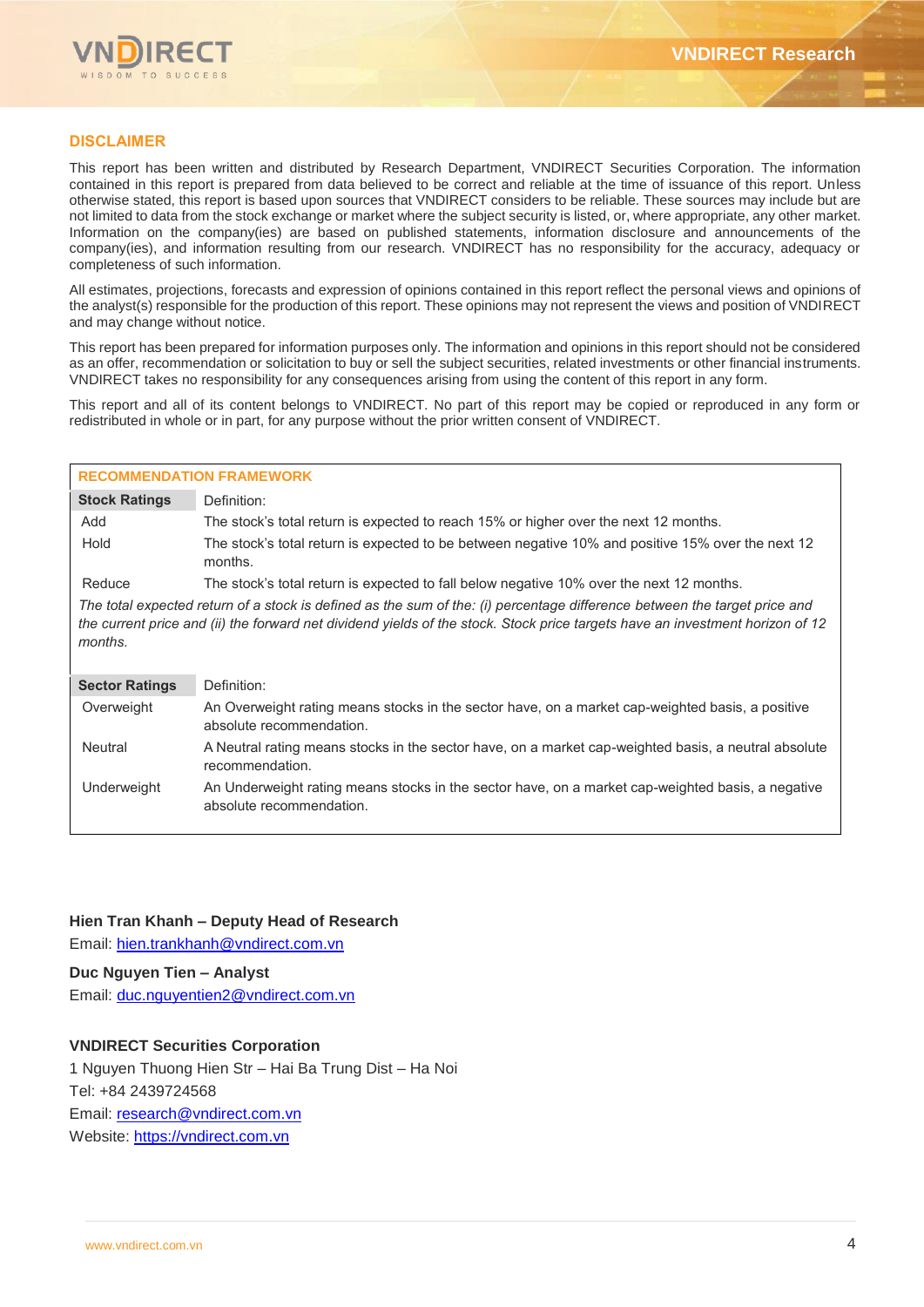## DISCLAIMER

This report has been written and distributed by Research Department, VNDIRECT Securities Corporation. The information contained in this report is prepared from data believed to be correct and reliable at the time of issuance of this report. Unless otherwise stated, this report is based upon sources that VNDIRECT considers to be reliable. These sources may include but are not limited to data from the stock exchange or market where the subject security is listed, or, where appropriate, any other market. Information on the company(ies) are based on published statements, information disclosure and announcements of the company(ies), and information resulting from our research. VNDIRECT has no responsibility for the accuracy, adequacy or completeness of such information.

All estimates, projections, forecasts and expression of opinions contained in this report reflect the personal views and opinions of the analyst(s) responsible for the production of this report. These opinions may not represent the views and position of VNDIRECT and may change without notice.

This report has been prepared for information purposes only. The information and opinions in this report should not be considered as an offer, recommendation or solicitation to buy or sell the subject securities, related investments or other financial instruments. VNDIRECT takes no responsibility for any consequences arising from using the content of this report in any form.

This report and all of its content belongs to VNDIRECT. No part of this report may be copied or reproduced in any form or redistributed in whole or in part, for any purpose without the prior written consent of VNDIRECT.

### RECOMMENDATION FRAMEWORK

| **Stock Ratings** | Definition: |
|---|---|
| Add | The stock's total return is expected to reach 15% or higher over the next 12 months. |
| Hold | The stock's total return is expected to be between negative 10% and positive 15% over the next 12 months. |
| Reduce | The stock's total return is expected to fall below negative 10% over the next 12 months. |

*The total expected return of a stock is defined as the sum of the: (i) percentage difference between the target price and the current price and (ii) the forward net dividend yields of the stock. Stock price targets have an investment horizon of 12 months.*

| **Sector Ratings** | Definition: |
|---|---|
| Overweight | An Overweight rating means stocks in the sector have, on a market cap-weighted basis, a positive absolute recommendation. |
| Neutral | A Neutral rating means stocks in the sector have, on a market cap-weighted basis, a neutral absolute recommendation. |
| Underweight | An Underweight rating means stocks in the sector have, on a market cap-weighted basis, a negative absolute recommendation. |

**Hien Tran Khanh – Deputy Head of Research**
Email: hien.trankhanh@vndirect.com.vn

**Duc Nguyen Tien – Analyst**
Email: duc.nguyentien2@vndirect.com.vn

**VNDIRECT Securities Corporation**
1 Nguyen Thuong Hien Str – Hai Ba Trung Dist – Ha Noi
Tel: +84 2439724568
Email: research@vndirect.com.vn
Website: https://vndirect.com.vn